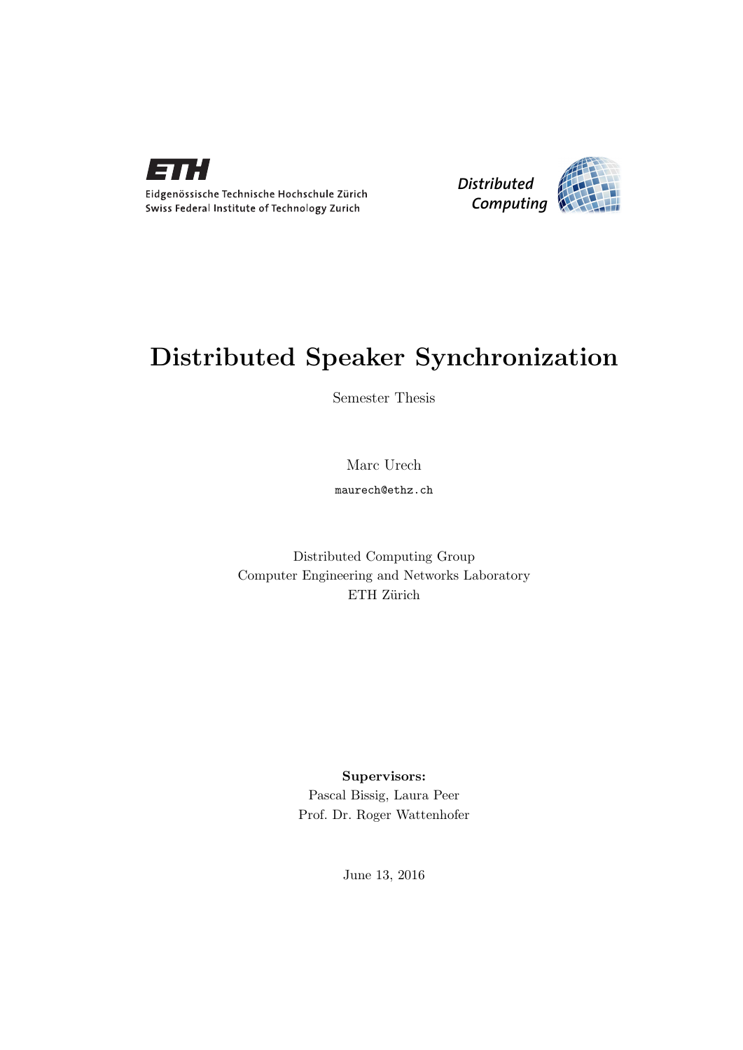Eidgenössische Technische Hochschule Zürich
Swiss Federal Institute of Technology Zurich

Distributed Computing

# Distributed Speaker Synchronization

Semester Thesis

Marc Urech

maurech@ethz.ch

Distributed Computing Group
Computer Engineering and Networks Laboratory
ETH Zürich

**Supervisors:**
Pascal Bissig, Laura Peer
Prof. Dr. Roger Wattenhofer

June 13, 2016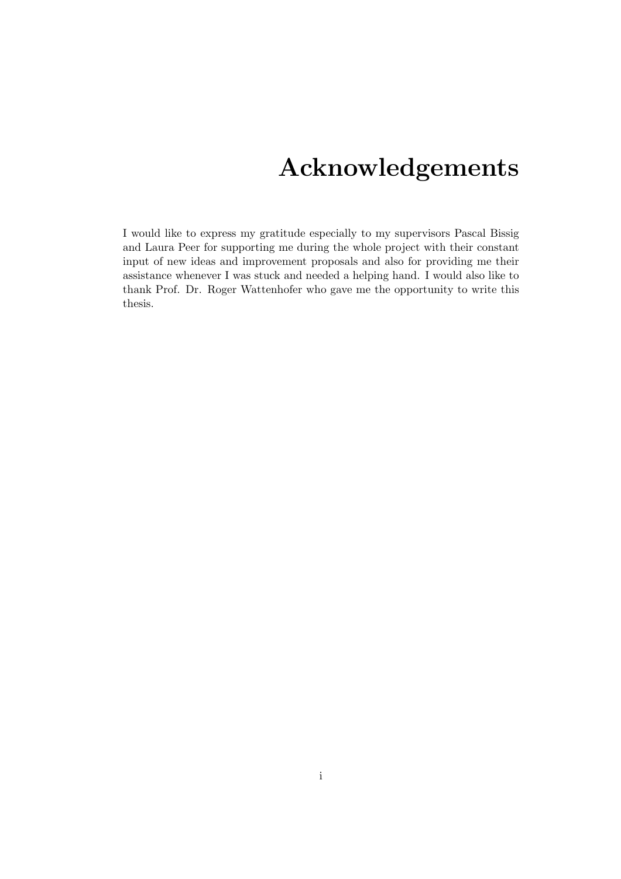# Acknowledgements

I would like to express my gratitude especially to my supervisors Pascal Bissig and Laura Peer for supporting me during the whole project with their constant input of new ideas and improvement proposals and also for providing me their assistance whenever I was stuck and needed a helping hand. I would also like to thank Prof. Dr. Roger Wattenhofer who gave me the opportunity to write this thesis.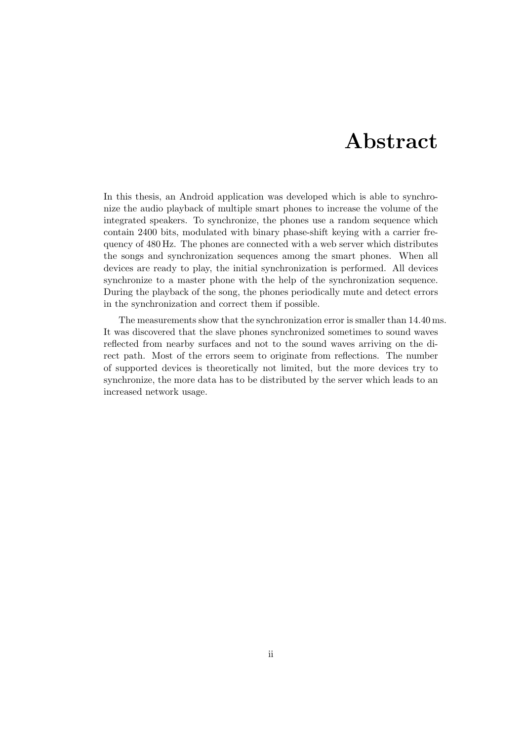# Abstract

In this thesis, an Android application was developed which is able to synchronize the audio playback of multiple smart phones to increase the volume of the integrated speakers. To synchronize, the phones use a random sequence which contain 2400 bits, modulated with binary phase-shift keying with a carrier frequency of 480 Hz. The phones are connected with a web server which distributes the songs and synchronization sequences among the smart phones. When all devices are ready to play, the initial synchronization is performed. All devices synchronize to a master phone with the help of the synchronization sequence. During the playback of the song, the phones periodically mute and detect errors in the synchronization and correct them if possible.

The measurements show that the synchronization error is smaller than 14.40 ms. It was discovered that the slave phones synchronized sometimes to sound waves reflected from nearby surfaces and not to the sound waves arriving on the direct path. Most of the errors seem to originate from reflections. The number of supported devices is theoretically not limited, but the more devices try to synchronize, the more data has to be distributed by the server which leads to an increased network usage.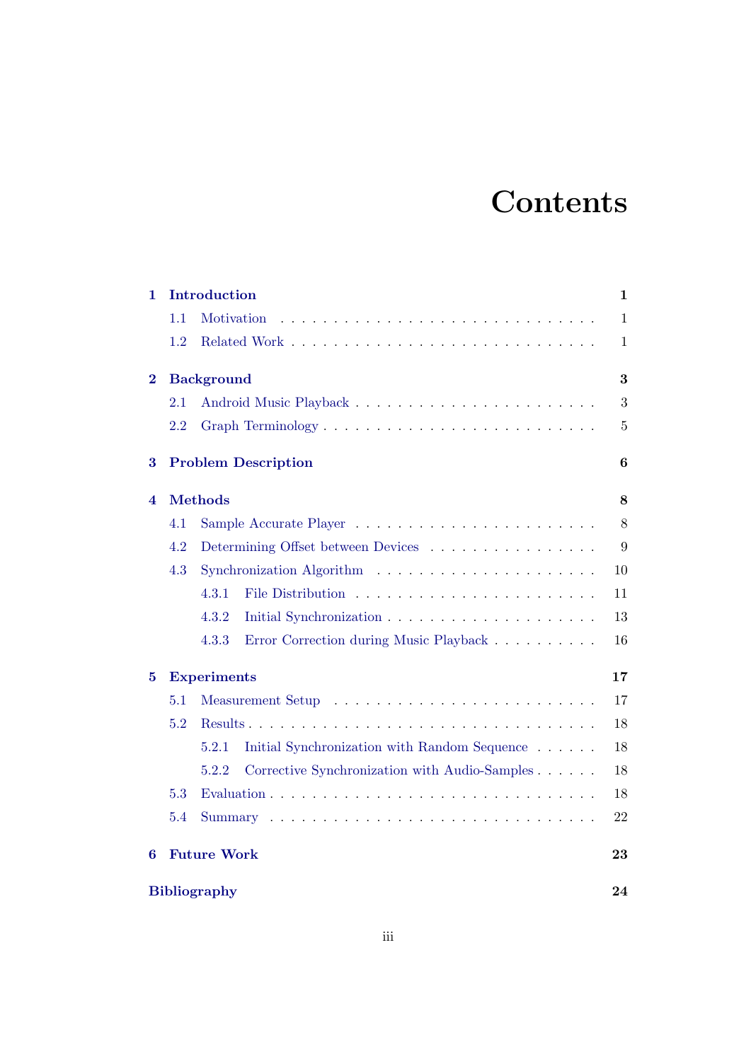# Contents

**1 Introduction** — **1**
- 1.1 Motivation — 1
- 1.2 Related Work — 1

**2 Background** — **3**
- 2.1 Android Music Playback — 3
- 2.2 Graph Terminology — 5

**3 Problem Description** — **6**

**4 Methods** — **8**
- 4.1 Sample Accurate Player — 8
- 4.2 Determining Offset between Devices — 9
- 4.3 Synchronization Algorithm — 10
  - 4.3.1 File Distribution — 11
  - 4.3.2 Initial Synchronization — 13
  - 4.3.3 Error Correction during Music Playback — 16

**5 Experiments** — **17**
- 5.1 Measurement Setup — 17
- 5.2 Results — 18
  - 5.2.1 Initial Synchronization with Random Sequence — 18
  - 5.2.2 Corrective Synchronization with Audio-Samples — 18
- 5.3 Evaluation — 18
- 5.4 Summary — 22

**6 Future Work** — **23**

**Bibliography** — **24**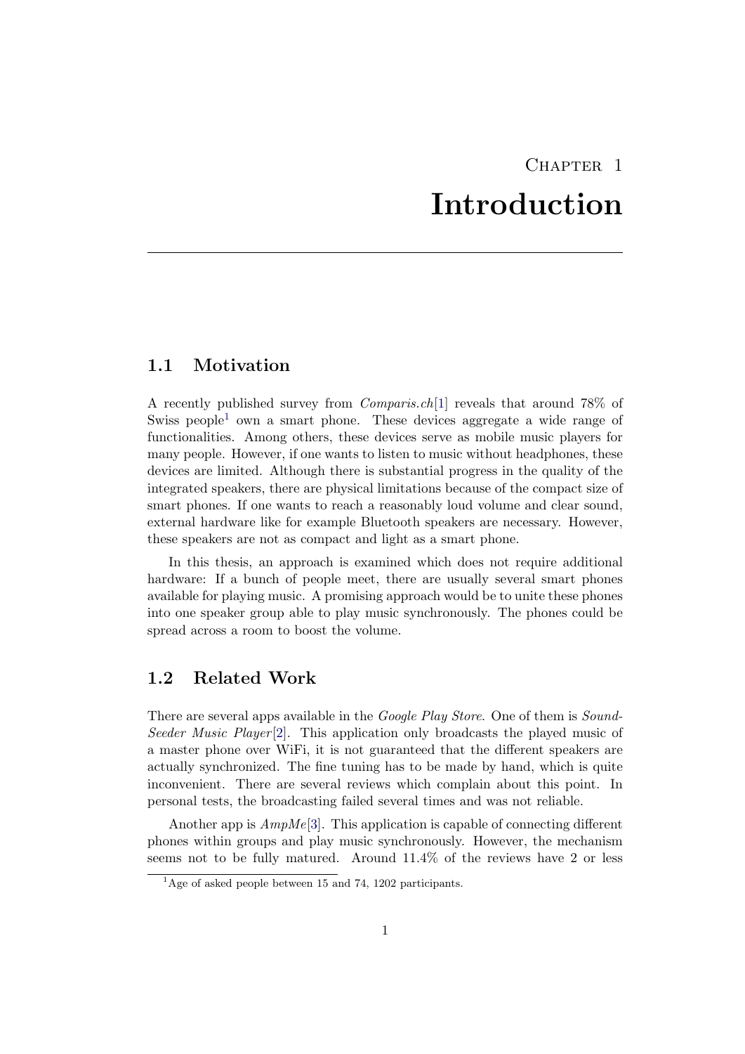# Chapter 1
# Introduction

## 1.1 Motivation

A recently published survey from *Comparis.ch*[1] reveals that around 78% of Swiss people[1] own a smart phone. These devices aggregate a wide range of functionalities. Among others, these devices serve as mobile music players for many people. However, if one wants to listen to music without headphones, these devices are limited. Although there is substantial progress in the quality of the integrated speakers, there are physical limitations because of the compact size of smart phones. If one wants to reach a reasonably loud volume and clear sound, external hardware like for example Bluetooth speakers are necessary. However, these speakers are not as compact and light as a smart phone.

In this thesis, an approach is examined which does not require additional hardware: If a bunch of people meet, there are usually several smart phones available for playing music. A promising approach would be to unite these phones into one speaker group able to play music synchronously. The phones could be spread across a room to boost the volume.

## 1.2 Related Work

There are several apps available in the *Google Play Store*. One of them is *Sound-Seeder Music Player*[2]. This application only broadcasts the played music of a master phone over WiFi, it is not guaranteed that the different speakers are actually synchronized. The fine tuning has to be made by hand, which is quite inconvenient. There are several reviews which complain about this point. In personal tests, the broadcasting failed several times and was not reliable.

Another app is *AmpMe*[3]. This application is capable of connecting different phones within groups and play music synchronously. However, the mechanism seems not to be fully matured. Around 11.4% of the reviews have 2 or less

[1] Age of asked people between 15 and 74, 1202 participants.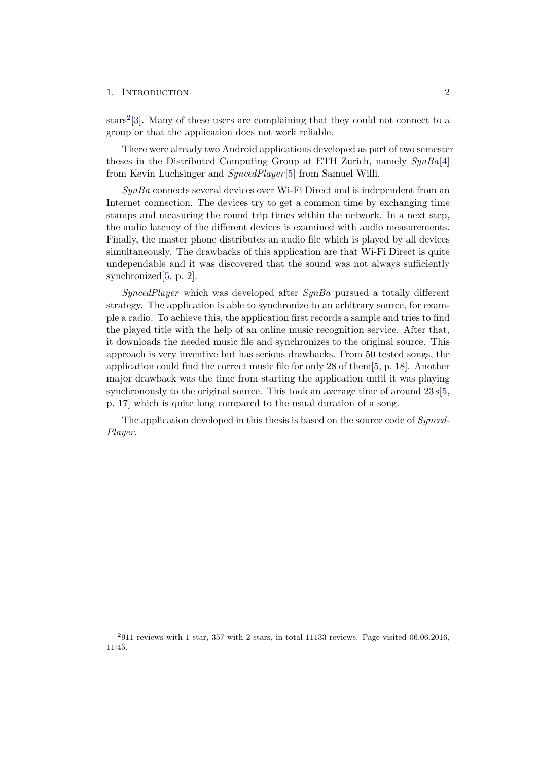stars[2][3]. Many of these users are complaining that they could not connect to a group or that the application does not work reliable.

There were already two Android applications developed as part of two semester theses in the Distributed Computing Group at ETH Zurich, namely *SynBa*[4] from Kevin Luchsinger and *SyncedPlayer*[5] from Samuel Willi.

*SynBa* connects several devices over Wi-Fi Direct and is independent from an Internet connection. The devices try to get a common time by exchanging time stamps and measuring the round trip times within the network. In a next step, the audio latency of the different devices is examined with audio measurements. Finally, the master phone distributes an audio file which is played by all devices simultaneously. The drawbacks of this application are that Wi-Fi Direct is quite undependable and it was discovered that the sound was not always sufficiently synchronized[5, p. 2].

*SyncedPlayer* which was developed after *SynBa* pursued a totally different strategy. The application is able to synchronize to an arbitrary source, for example a radio. To achieve this, the application first records a sample and tries to find the played title with the help of an online music recognition service. After that, it downloads the needed music file and synchronizes to the original source. This approach is very inventive but has serious drawbacks. From 50 tested songs, the application could find the correct music file for only 28 of them[5, p. 18]. Another major drawback was the time from starting the application until it was playing synchronously to the original source. This took an average time of around 23 s[5, p. 17] which is quite long compared to the usual duration of a song.

The application developed in this thesis is based on the source code of *SyncedPlayer*.

[2] 911 reviews with 1 star, 357 with 2 stars, in total 11133 reviews. Page visited 06.06.2016, 11:45.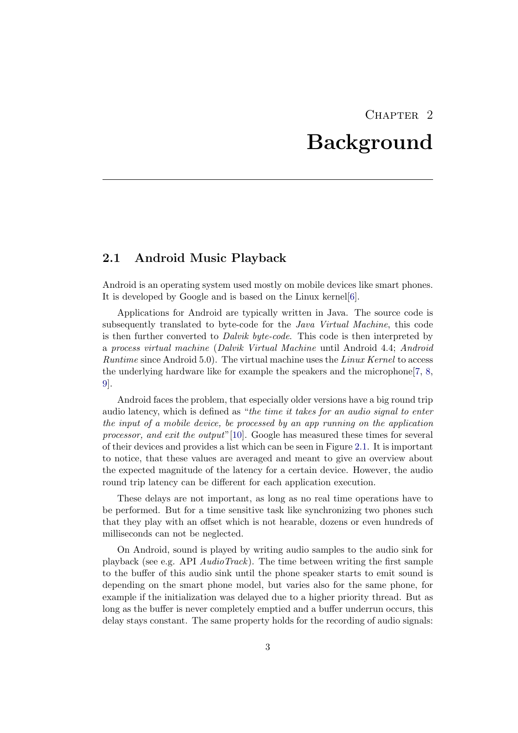# Chapter 2

# Background

## 2.1 Android Music Playback

Android is an operating system used mostly on mobile devices like smart phones. It is developed by Google and is based on the Linux kernel[6].

Applications for Android are typically written in Java. The source code is subsequently translated to byte-code for the *Java Virtual Machine*, this code is then further converted to *Dalvik byte-code*. This code is then interpreted by a *process virtual machine* (*Dalvik Virtual Machine* until Android 4.4; *Android Runtime* since Android 5.0). The virtual machine uses the *Linux Kernel* to access the underlying hardware like for example the speakers and the microphone[7, 8, 9].

Android faces the problem, that especially older versions have a big round trip audio latency, which is defined as "*the time it takes for an audio signal to enter the input of a mobile device, be processed by an app running on the application processor, and exit the output*"[10]. Google has measured these times for several of their devices and provides a list which can be seen in Figure 2.1. It is important to notice, that these values are averaged and meant to give an overview about the expected magnitude of the latency for a certain device. However, the audio round trip latency can be different for each application execution.

These delays are not important, as long as no real time operations have to be performed. But for a time sensitive task like synchronizing two phones such that they play with an offset which is not hearable, dozens or even hundreds of milliseconds can not be neglected.

On Android, sound is played by writing audio samples to the audio sink for playback (see e.g. API *AudioTrack*). The time between writing the first sample to the buffer of this audio sink until the phone speaker starts to emit sound is depending on the smart phone model, but varies also for the same phone, for example if the initialization was delayed due to a higher priority thread. But as long as the buffer is never completely emptied and a buffer underrun occurs, this delay stays constant. The same property holds for the recording of audio signals: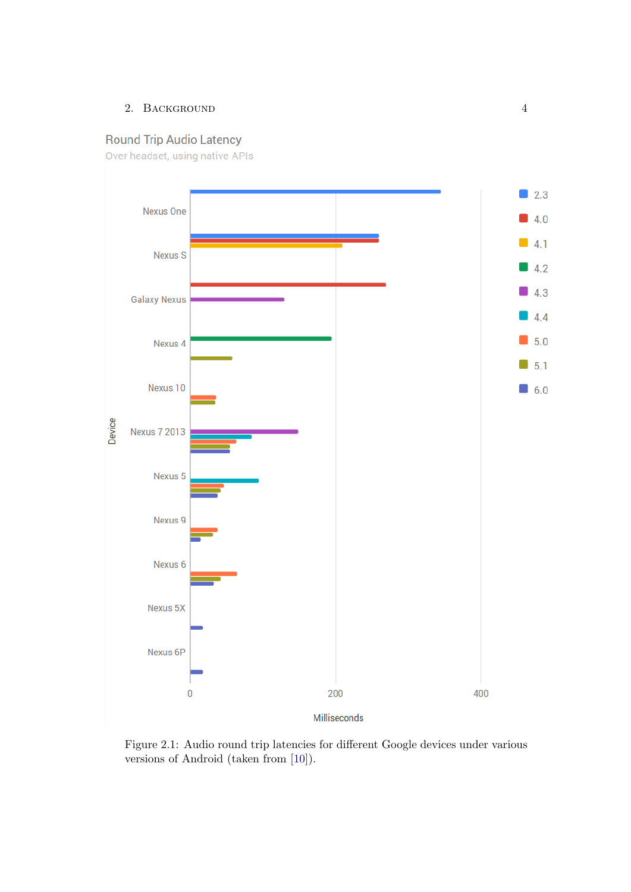Round Trip Audio Latency

Over headset, using native APIs

Figure 2.1: Audio round trip latencies for different Google devices under various versions of Android (taken from [10]).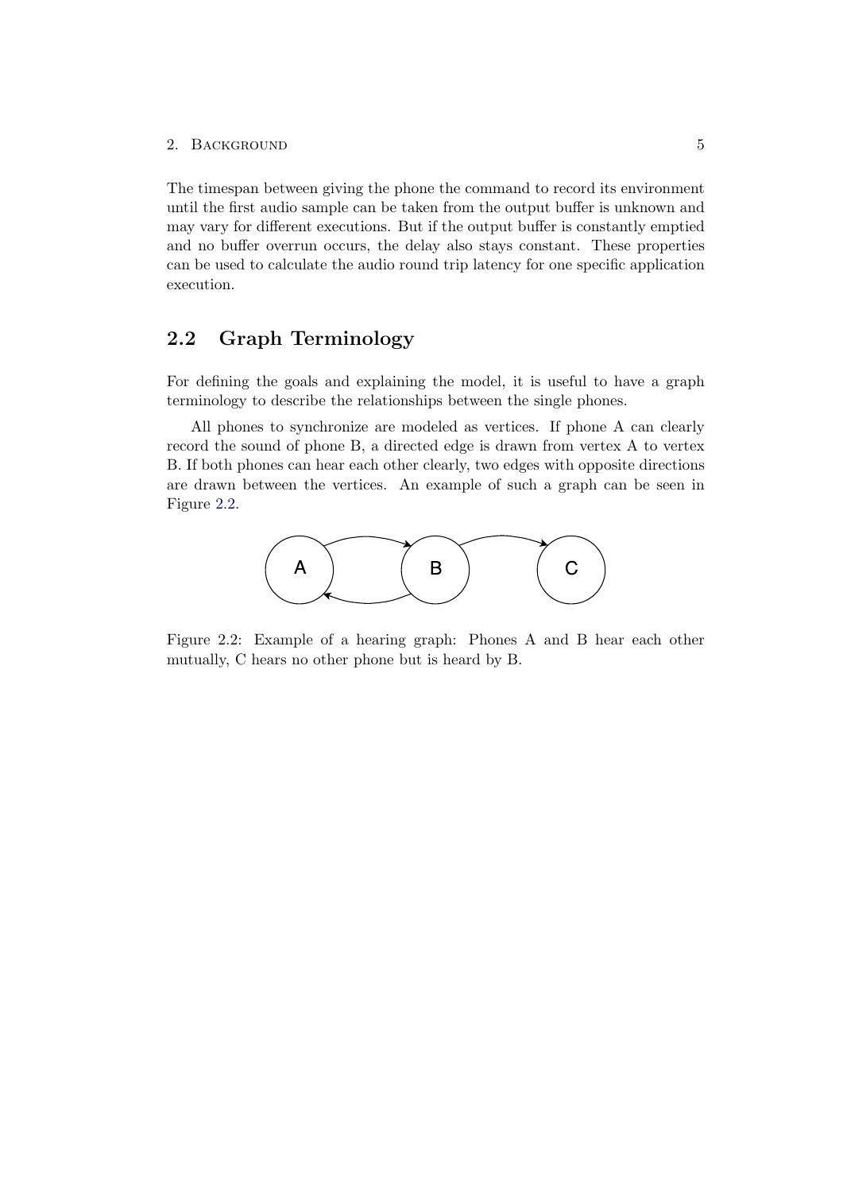The timespan between giving the phone the command to record its environment until the first audio sample can be taken from the output buffer is unknown and may vary for different executions. But if the output buffer is constantly emptied and no buffer overrun occurs, the delay also stays constant. These properties can be used to calculate the audio round trip latency for one specific application execution.

## 2.2 Graph Terminology

For defining the goals and explaining the model, it is useful to have a graph terminology to describe the relationships between the single phones.

All phones to synchronize are modeled as vertices. If phone A can clearly record the sound of phone B, a directed edge is drawn from vertex A to vertex B. If both phones can hear each other clearly, two edges with opposite directions are drawn between the vertices. An example of such a graph can be seen in Figure 2.2.

Figure 2.2: Example of a hearing graph: Phones A and B hear each other mutually, C hears no other phone but is heard by B.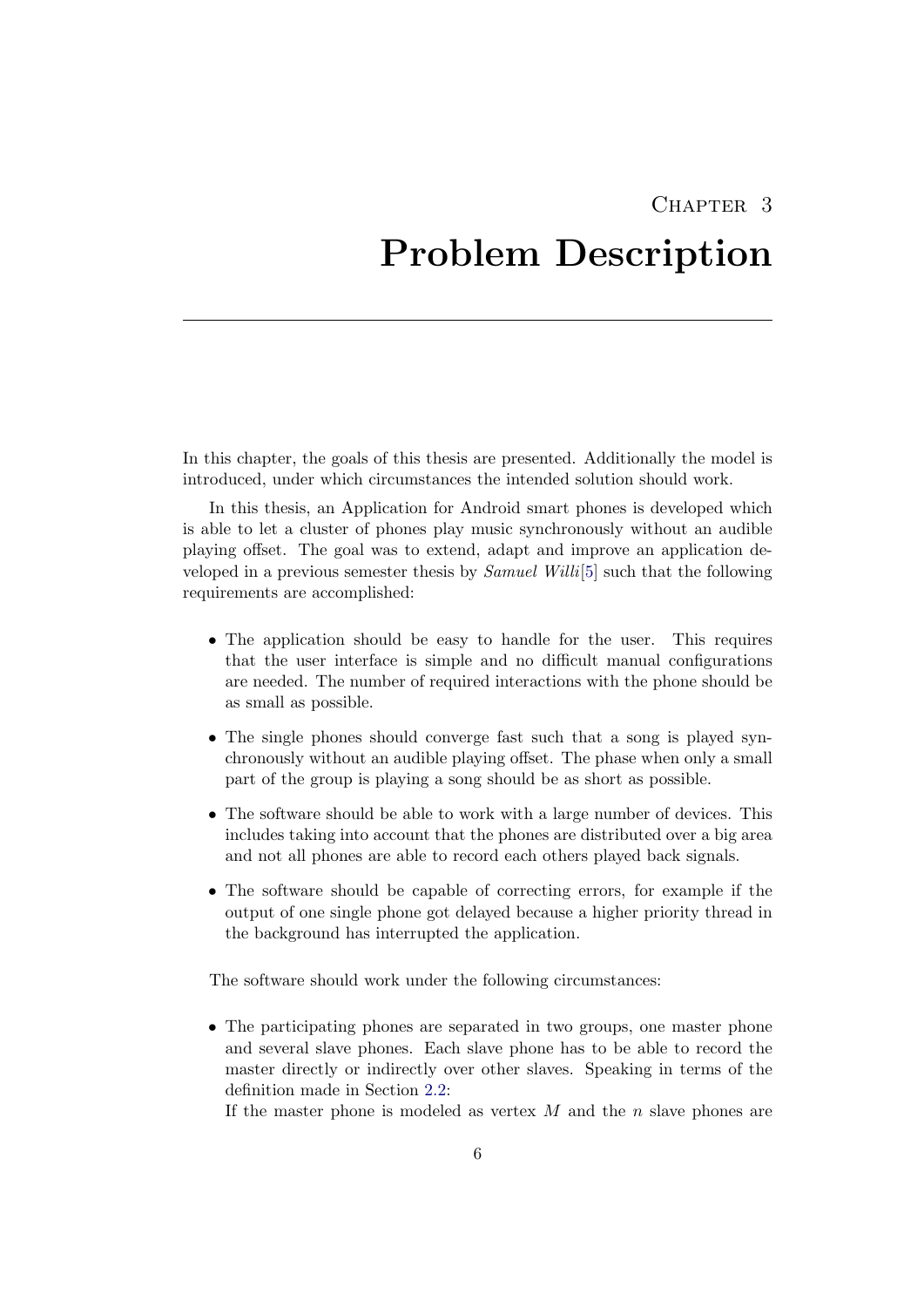# Chapter 3

# Problem Description

In this chapter, the goals of this thesis are presented. Additionally the model is introduced, under which circumstances the intended solution should work.

In this thesis, an Application for Android smart phones is developed which is able to let a cluster of phones play music synchronously without an audible playing offset. The goal was to extend, adapt and improve an application developed in a previous semester thesis by *Samuel Willi*[5] such that the following requirements are accomplished:

- The application should be easy to handle for the user. This requires that the user interface is simple and no difficult manual configurations are needed. The number of required interactions with the phone should be as small as possible.
- The single phones should converge fast such that a song is played synchronously without an audible playing offset. The phase when only a small part of the group is playing a song should be as short as possible.
- The software should be able to work with a large number of devices. This includes taking into account that the phones are distributed over a big area and not all phones are able to record each others played back signals.
- The software should be capable of correcting errors, for example if the output of one single phone got delayed because a higher priority thread in the background has interrupted the application.

The software should work under the following circumstances:

- The participating phones are separated in two groups, one master phone and several slave phones. Each slave phone has to be able to record the master directly or indirectly over other slaves. Speaking in terms of the definition made in Section 2.2:
  If the master phone is modeled as vertex $M$ and the $n$ slave phones are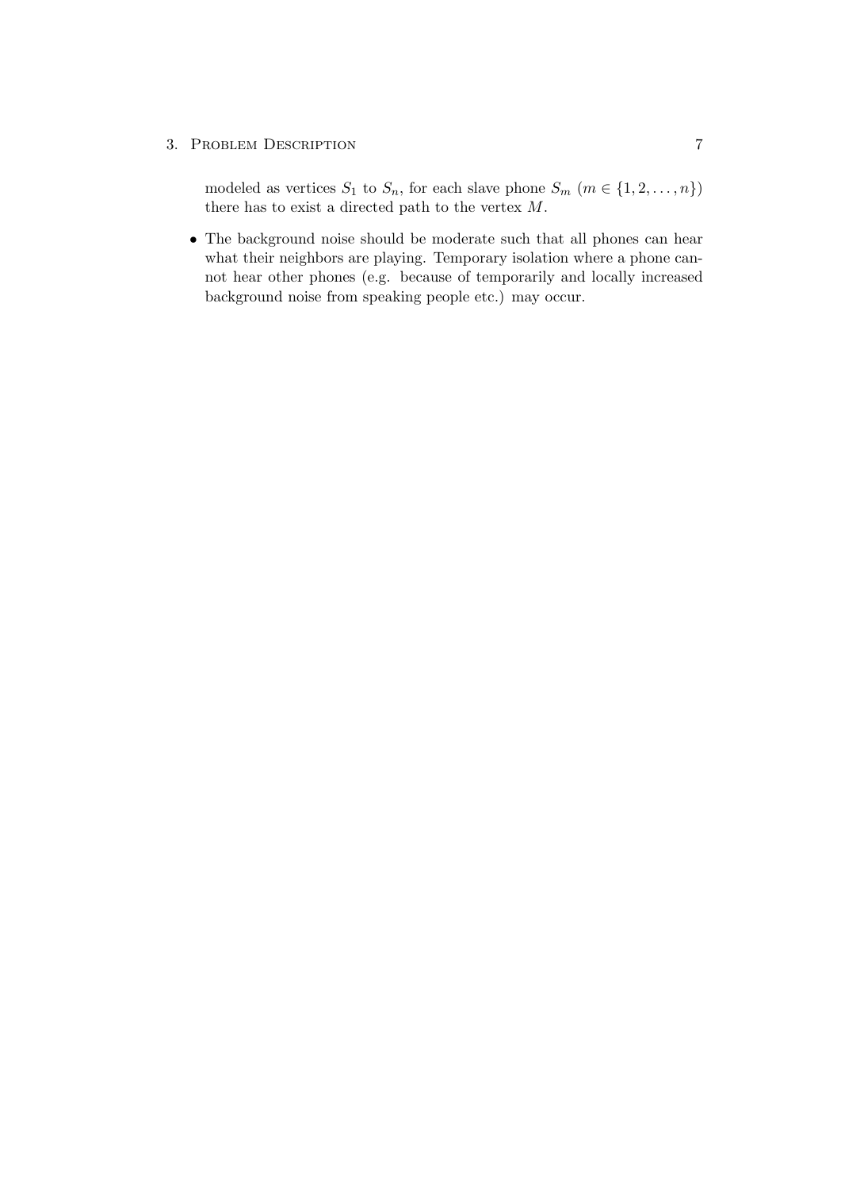modeled as vertices $S_1$ to $S_n$, for each slave phone $S_m$ ($m \in \{1, 2, \ldots, n\}$) there has to exist a directed path to the vertex $M$.

- The background noise should be moderate such that all phones can hear what their neighbors are playing. Temporary isolation where a phone cannot hear other phones (e.g. because of temporarily and locally increased background noise from speaking people etc.) may occur.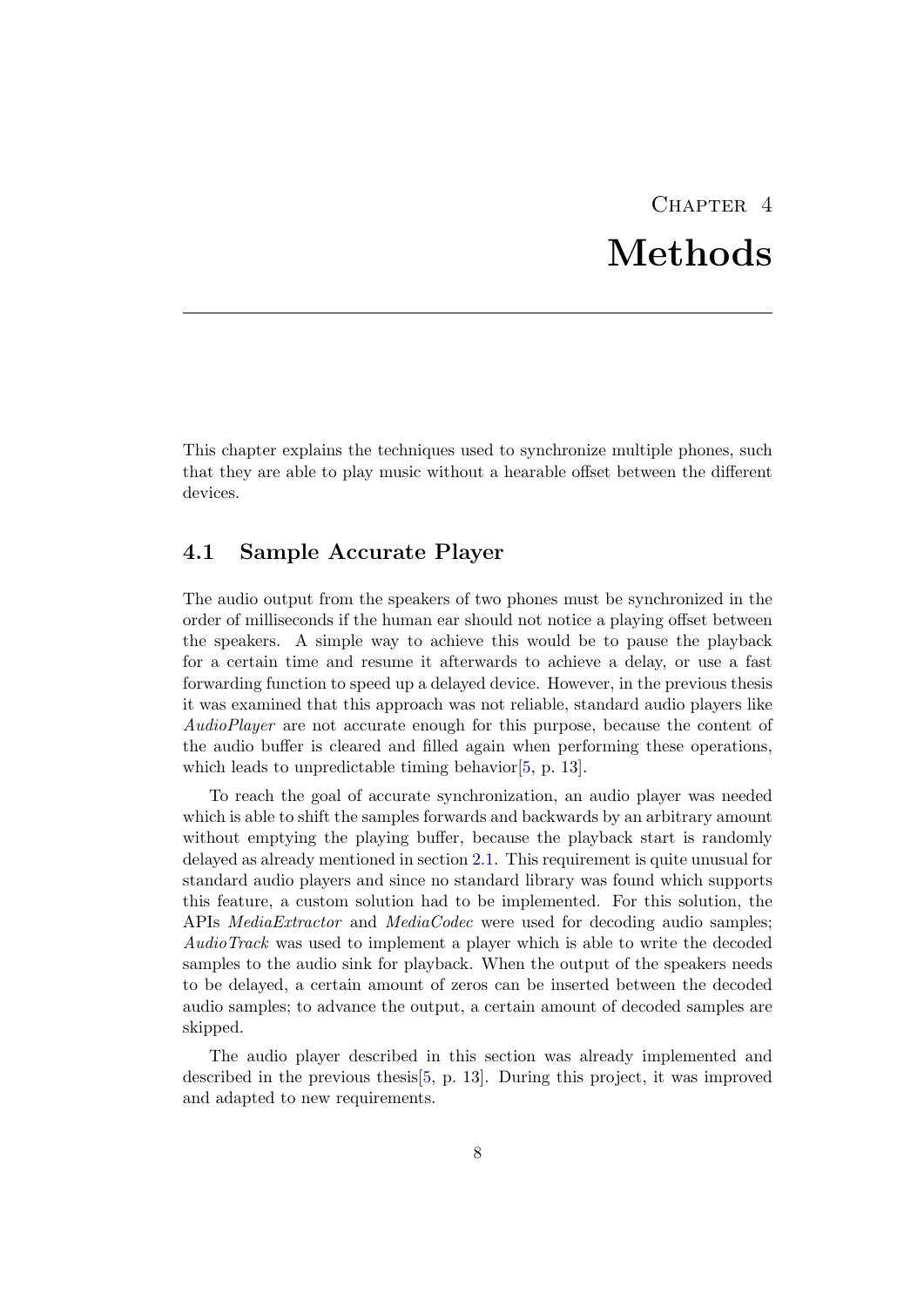# Chapter 4
# Methods

This chapter explains the techniques used to synchronize multiple phones, such that they are able to play music without a hearable offset between the different devices.

## 4.1 Sample Accurate Player

The audio output from the speakers of two phones must be synchronized in the order of milliseconds if the human ear should not notice a playing offset between the speakers. A simple way to achieve this would be to pause the playback for a certain time and resume it afterwards to achieve a delay, or use a fast forwarding function to speed up a delayed device. However, in the previous thesis it was examined that this approach was not reliable, standard audio players like *AudioPlayer* are not accurate enough for this purpose, because the content of the audio buffer is cleared and filled again when performing these operations, which leads to unpredictable timing behavior[5, p. 13].

To reach the goal of accurate synchronization, an audio player was needed which is able to shift the samples forwards and backwards by an arbitrary amount without emptying the playing buffer, because the playback start is randomly delayed as already mentioned in section 2.1. This requirement is quite unusual for standard audio players and since no standard library was found which supports this feature, a custom solution had to be implemented. For this solution, the APIs *MediaExtractor* and *MediaCodec* were used for decoding audio samples; *AudioTrack* was used to implement a player which is able to write the decoded samples to the audio sink for playback. When the output of the speakers needs to be delayed, a certain amount of zeros can be inserted between the decoded audio samples; to advance the output, a certain amount of decoded samples are skipped.

The audio player described in this section was already implemented and described in the previous thesis[5, p. 13]. During this project, it was improved and adapted to new requirements.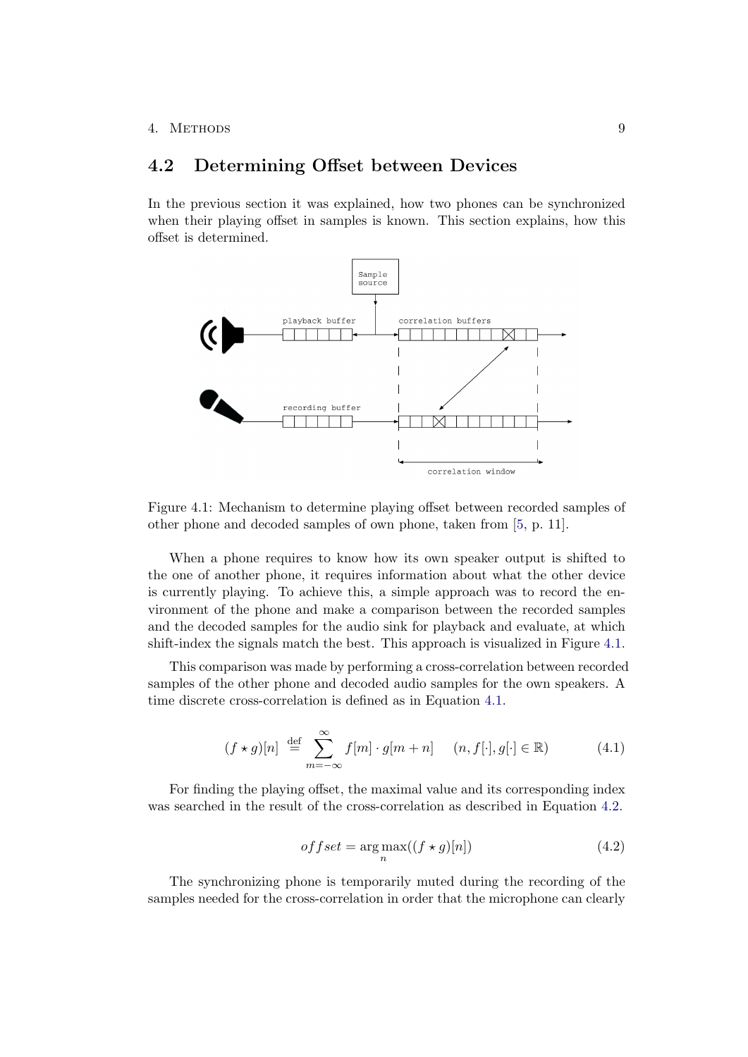## 4.2 Determining Offset between Devices

In the previous section it was explained, how two phones can be synchronized when their playing offset in samples is known. This section explains, how this offset is determined.

Figure 4.1: Mechanism to determine playing offset between recorded samples of other phone and decoded samples of own phone, taken from [5, p. 11].

When a phone requires to know how its own speaker output is shifted to the one of another phone, it requires information about what the other device is currently playing. To achieve this, a simple approach was to record the environment of the phone and make a comparison between the recorded samples and the decoded samples for the audio sink for playback and evaluate, at which shift-index the signals match the best. This approach is visualized in Figure 4.1.

This comparison was made by performing a cross-correlation between recorded samples of the other phone and decoded audio samples for the own speakers. A time discrete cross-correlation is defined as in Equation 4.1.

$$(f \star g)[n] \stackrel{\text{def}}{=} \sum_{m=-\infty}^{\infty} f[m] \cdot g[m+n] \qquad (n, f[\cdot], g[\cdot] \in \mathbb{R}) \tag{4.1}$$

For finding the playing offset, the maximal value and its corresponding index was searched in the result of the cross-correlation as described in Equation 4.2.

$$offset = \arg\max_{n}((f \star g)[n]) \tag{4.2}$$

The synchronizing phone is temporarily muted during the recording of the samples needed for the cross-correlation in order that the microphone can clearly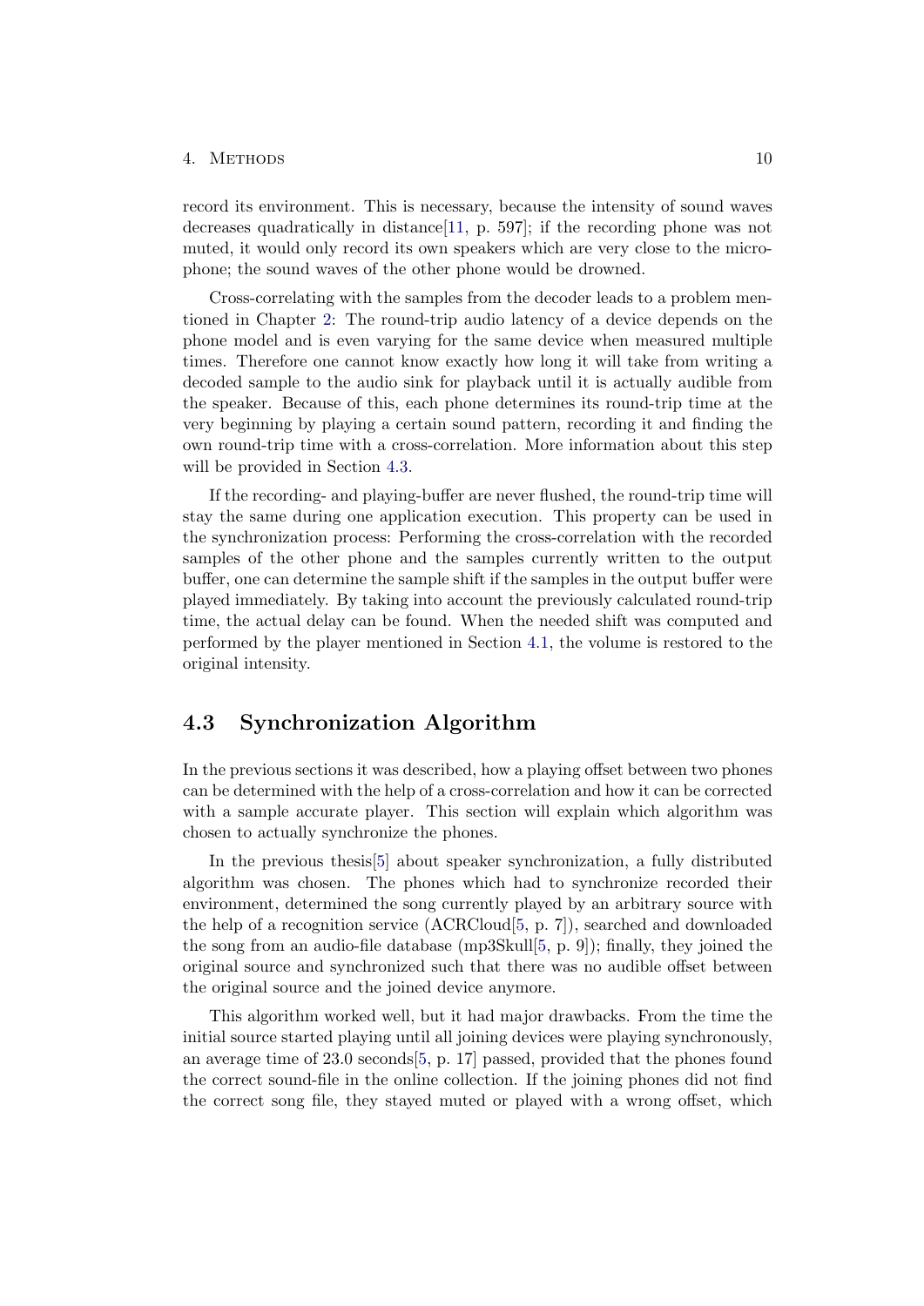record its environment. This is necessary, because the intensity of sound waves decreases quadratically in distance[11, p. 597]; if the recording phone was not muted, it would only record its own speakers which are very close to the microphone; the sound waves of the other phone would be drowned.

Cross-correlating with the samples from the decoder leads to a problem mentioned in Chapter 2: The round-trip audio latency of a device depends on the phone model and is even varying for the same device when measured multiple times. Therefore one cannot know exactly how long it will take from writing a decoded sample to the audio sink for playback until it is actually audible from the speaker. Because of this, each phone determines its round-trip time at the very beginning by playing a certain sound pattern, recording it and finding the own round-trip time with a cross-correlation. More information about this step will be provided in Section 4.3.

If the recording- and playing-buffer are never flushed, the round-trip time will stay the same during one application execution. This property can be used in the synchronization process: Performing the cross-correlation with the recorded samples of the other phone and the samples currently written to the output buffer, one can determine the sample shift if the samples in the output buffer were played immediately. By taking into account the previously calculated round-trip time, the actual delay can be found. When the needed shift was computed and performed by the player mentioned in Section 4.1, the volume is restored to the original intensity.

## 4.3 Synchronization Algorithm

In the previous sections it was described, how a playing offset between two phones can be determined with the help of a cross-correlation and how it can be corrected with a sample accurate player. This section will explain which algorithm was chosen to actually synchronize the phones.

In the previous thesis[5] about speaker synchronization, a fully distributed algorithm was chosen. The phones which had to synchronize recorded their environment, determined the song currently played by an arbitrary source with the help of a recognition service (ACRCloud[5, p. 7]), searched and downloaded the song from an audio-file database (mp3Skull[5, p. 9]); finally, they joined the original source and synchronized such that there was no audible offset between the original source and the joined device anymore.

This algorithm worked well, but it had major drawbacks. From the time the initial source started playing until all joining devices were playing synchronously, an average time of 23.0 seconds[5, p. 17] passed, provided that the phones found the correct sound-file in the online collection. If the joining phones did not find the correct song file, they stayed muted or played with a wrong offset, which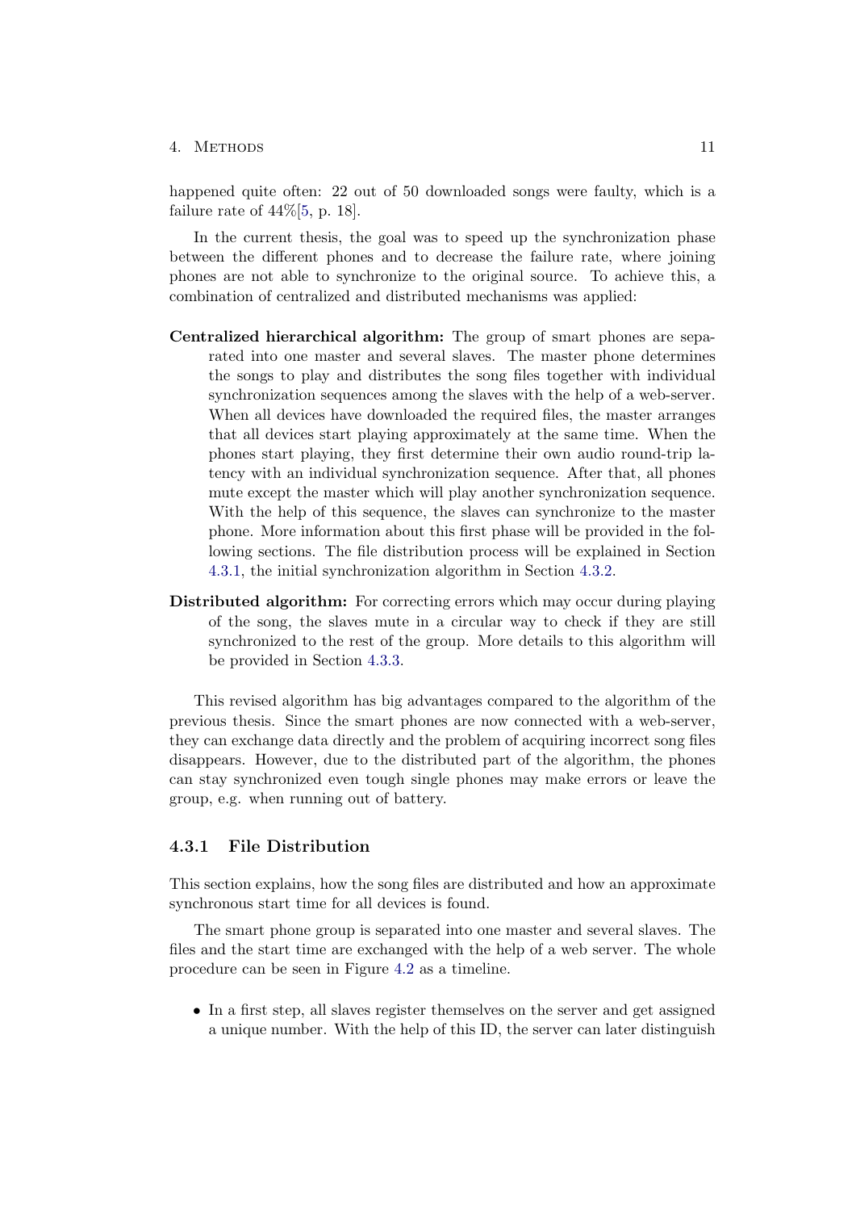happened quite often: 22 out of 50 downloaded songs were faulty, which is a failure rate of 44%[5, p. 18].

In the current thesis, the goal was to speed up the synchronization phase between the different phones and to decrease the failure rate, where joining phones are not able to synchronize to the original source. To achieve this, a combination of centralized and distributed mechanisms was applied:

**Centralized hierarchical algorithm:** The group of smart phones are separated into one master and several slaves. The master phone determines the songs to play and distributes the song files together with individual synchronization sequences among the slaves with the help of a web-server. When all devices have downloaded the required files, the master arranges that all devices start playing approximately at the same time. When the phones start playing, they first determine their own audio round-trip latency with an individual synchronization sequence. After that, all phones mute except the master which will play another synchronization sequence. With the help of this sequence, the slaves can synchronize to the master phone. More information about this first phase will be provided in the following sections. The file distribution process will be explained in Section 4.3.1, the initial synchronization algorithm in Section 4.3.2.

**Distributed algorithm:** For correcting errors which may occur during playing of the song, the slaves mute in a circular way to check if they are still synchronized to the rest of the group. More details to this algorithm will be provided in Section 4.3.3.

This revised algorithm has big advantages compared to the algorithm of the previous thesis. Since the smart phones are now connected with a web-server, they can exchange data directly and the problem of acquiring incorrect song files disappears. However, due to the distributed part of the algorithm, the phones can stay synchronized even tough single phones may make errors or leave the group, e.g. when running out of battery.

### 4.3.1 File Distribution

This section explains, how the song files are distributed and how an approximate synchronous start time for all devices is found.

The smart phone group is separated into one master and several slaves. The files and the start time are exchanged with the help of a web server. The whole procedure can be seen in Figure 4.2 as a timeline.

- In a first step, all slaves register themselves on the server and get assigned a unique number. With the help of this ID, the server can later distinguish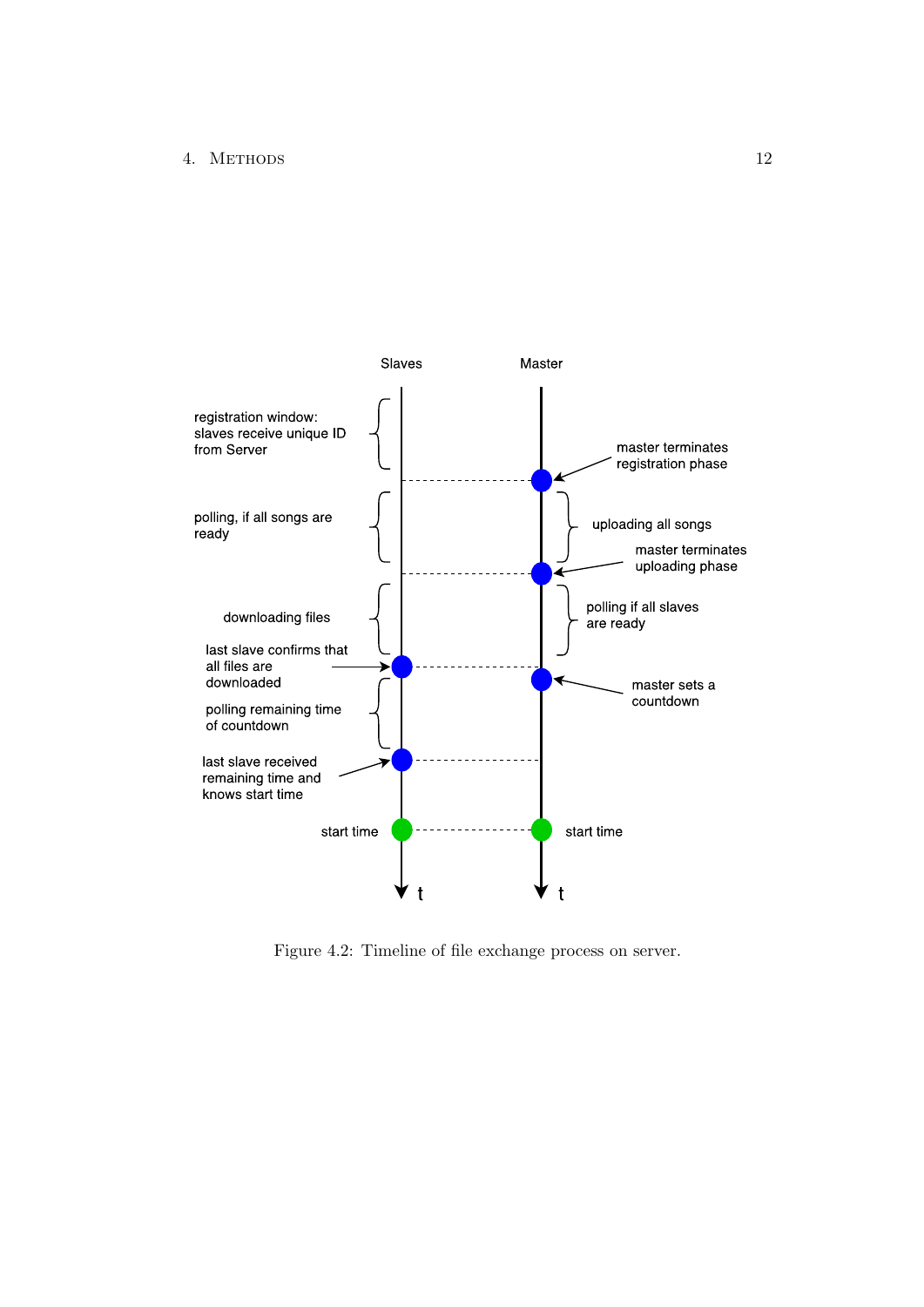Figure 4.2: Timeline of file exchange process on server.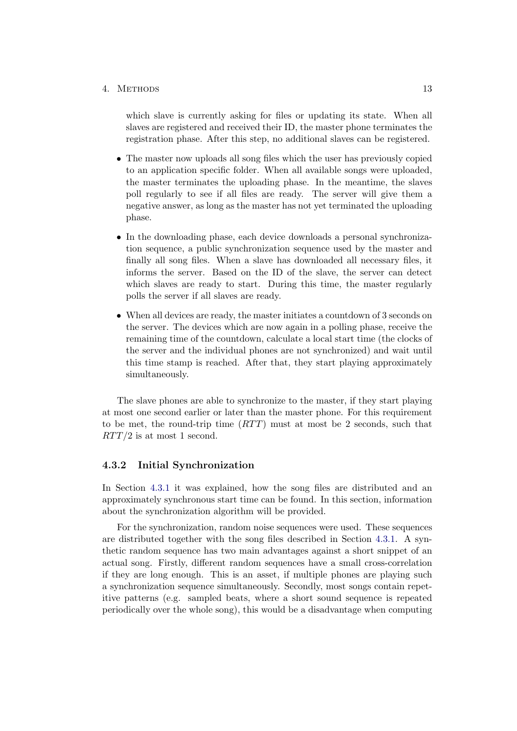which slave is currently asking for files or updating its state. When all slaves are registered and received their ID, the master phone terminates the registration phase. After this step, no additional slaves can be registered.

- The master now uploads all song files which the user has previously copied to an application specific folder. When all available songs were uploaded, the master terminates the uploading phase. In the meantime, the slaves poll regularly to see if all files are ready. The server will give them a negative answer, as long as the master has not yet terminated the uploading phase.
- In the downloading phase, each device downloads a personal synchronization sequence, a public synchronization sequence used by the master and finally all song files. When a slave has downloaded all necessary files, it informs the server. Based on the ID of the slave, the server can detect which slaves are ready to start. During this time, the master regularly polls the server if all slaves are ready.
- When all devices are ready, the master initiates a countdown of 3 seconds on the server. The devices which are now again in a polling phase, receive the remaining time of the countdown, calculate a local start time (the clocks of the server and the individual phones are not synchronized) and wait until this time stamp is reached. After that, they start playing approximately simultaneously.

The slave phones are able to synchronize to the master, if they start playing at most one second earlier or later than the master phone. For this requirement to be met, the round-trip time ($RTT$) must at most be 2 seconds, such that $RTT/2$ is at most 1 second.

### 4.3.2 Initial Synchronization

In Section 4.3.1 it was explained, how the song files are distributed and an approximately synchronous start time can be found. In this section, information about the synchronization algorithm will be provided.

For the synchronization, random noise sequences were used. These sequences are distributed together with the song files described in Section 4.3.1. A synthetic random sequence has two main advantages against a short snippet of an actual song. Firstly, different random sequences have a small cross-correlation if they are long enough. This is an asset, if multiple phones are playing such a synchronization sequence simultaneously. Secondly, most songs contain repetitive patterns (e.g. sampled beats, where a short sound sequence is repeated periodically over the whole song), this would be a disadvantage when computing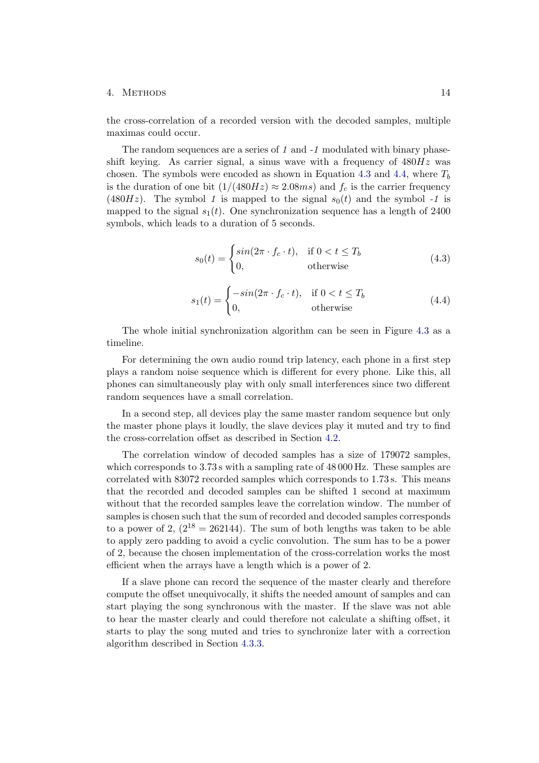the cross-correlation of a recorded version with the decoded samples, multiple maximas could occur.

The random sequences are a series of *1* and *-1* modulated with binary phase-shift keying. As carrier signal, a sinus wave with a frequency of $480Hz$ was chosen. The symbols were encoded as shown in Equation 4.3 and 4.4, where $T_b$ is the duration of one bit ($1/(480Hz) \approx 2.08ms$) and $f_c$ is the carrier frequency ($480Hz$). The symbol *1* is mapped to the signal $s_0(t)$ and the symbol *-1* is mapped to the signal $s_1(t)$. One synchronization sequence has a length of 2400 symbols, which leads to a duration of 5 seconds.

$$s_0(t) = \begin{cases} sin(2\pi \cdot f_c \cdot t), & \text{if } 0 < t \leq T_b \\ 0, & \text{otherwise} \end{cases} \tag{4.3}$$

$$s_1(t) = \begin{cases} -sin(2\pi \cdot f_c \cdot t), & \text{if } 0 < t \leq T_b \\ 0, & \text{otherwise} \end{cases} \tag{4.4}$$

The whole initial synchronization algorithm can be seen in Figure 4.3 as a timeline.

For determining the own audio round trip latency, each phone in a first step plays a random noise sequence which is different for every phone. Like this, all phones can simultaneously play with only small interferences since two different random sequences have a small correlation.

In a second step, all devices play the same master random sequence but only the master phone plays it loudly, the slave devices play it muted and try to find the cross-correlation offset as described in Section 4.2.

The correlation window of decoded samples has a size of 179072 samples, which corresponds to 3.73 s with a sampling rate of 48 000 Hz. These samples are correlated with 83072 recorded samples which corresponds to 1.73 s. This means that the recorded and decoded samples can be shifted 1 second at maximum without that the recorded samples leave the correlation window. The number of samples is chosen such that the sum of recorded and decoded samples corresponds to a power of 2, ($2^{18} = 262144$). The sum of both lengths was taken to be able to apply zero padding to avoid a cyclic convolution. The sum has to be a power of 2, because the chosen implementation of the cross-correlation works the most efficient when the arrays have a length which is a power of 2.

If a slave phone can record the sequence of the master clearly and therefore compute the offset unequivocally, it shifts the needed amount of samples and can start playing the song synchronous with the master. If the slave was not able to hear the master clearly and could therefore not calculate a shifting offset, it starts to play the song muted and tries to synchronize later with a correction algorithm described in Section 4.3.3.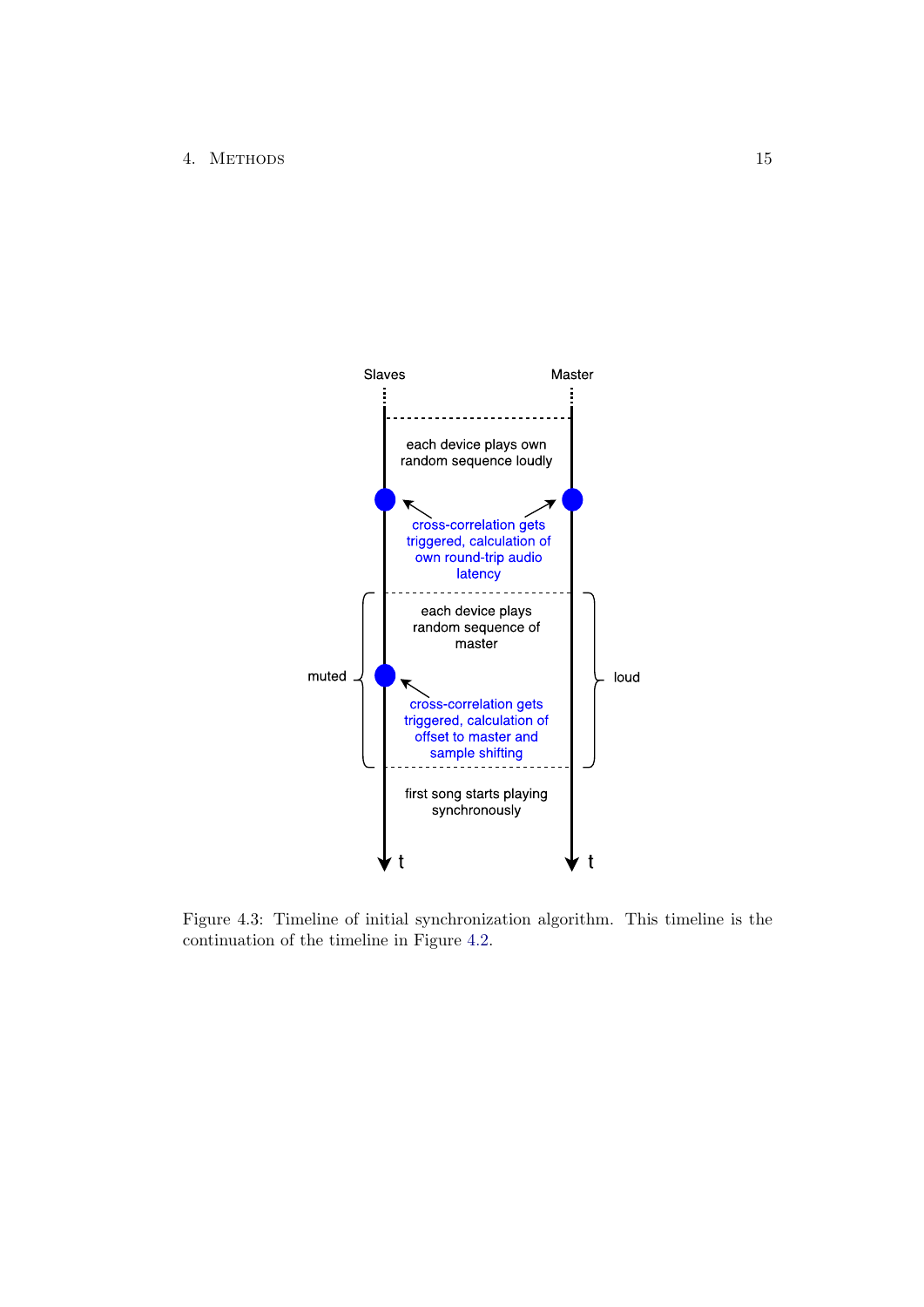Figure 4.3: Timeline of initial synchronization algorithm. This timeline is the continuation of the timeline in Figure 4.2.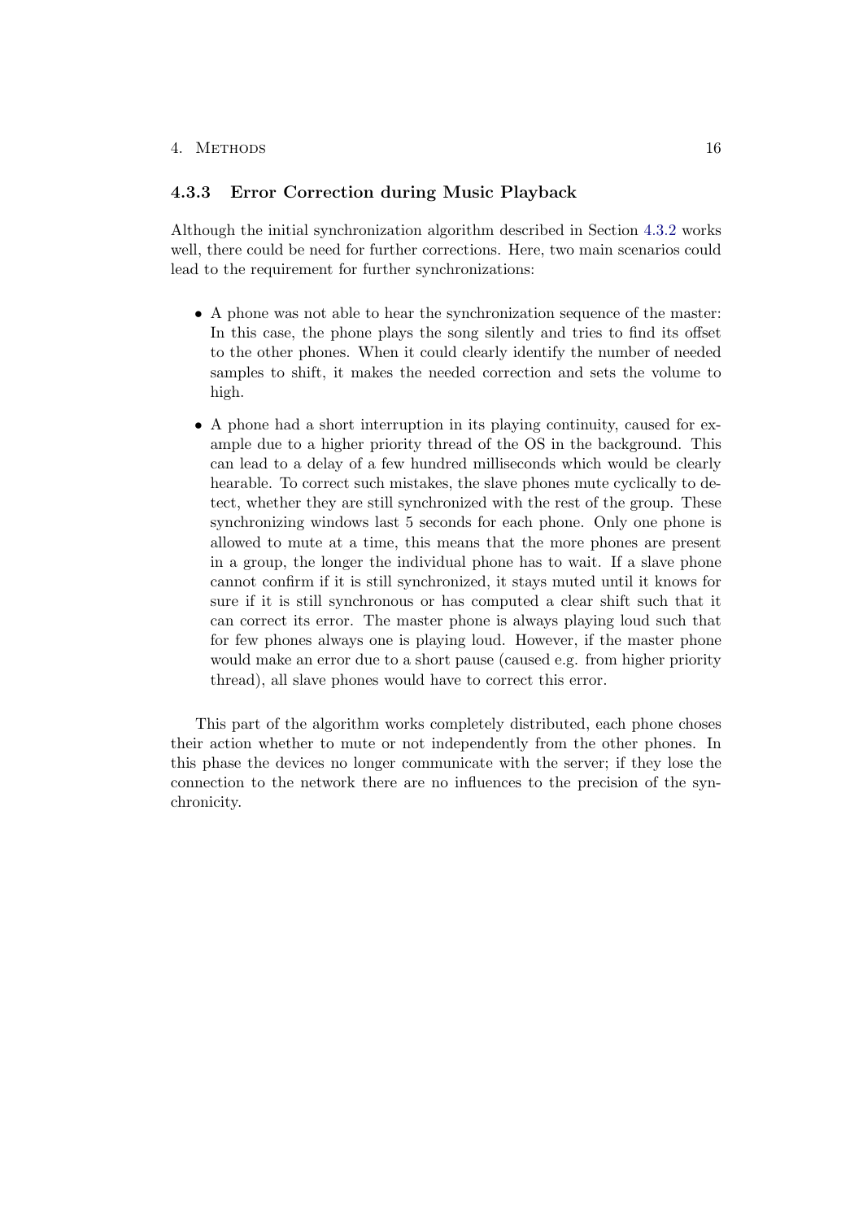### 4.3.3 Error Correction during Music Playback

Although the initial synchronization algorithm described in Section 4.3.2 works well, there could be need for further corrections. Here, two main scenarios could lead to the requirement for further synchronizations:

- A phone was not able to hear the synchronization sequence of the master: In this case, the phone plays the song silently and tries to find its offset to the other phones. When it could clearly identify the number of needed samples to shift, it makes the needed correction and sets the volume to high.
- A phone had a short interruption in its playing continuity, caused for example due to a higher priority thread of the OS in the background. This can lead to a delay of a few hundred milliseconds which would be clearly hearable. To correct such mistakes, the slave phones mute cyclically to detect, whether they are still synchronized with the rest of the group. These synchronizing windows last 5 seconds for each phone. Only one phone is allowed to mute at a time, this means that the more phones are present in a group, the longer the individual phone has to wait. If a slave phone cannot confirm if it is still synchronized, it stays muted until it knows for sure if it is still synchronous or has computed a clear shift such that it can correct its error. The master phone is always playing loud such that for few phones always one is playing loud. However, if the master phone would make an error due to a short pause (caused e.g. from higher priority thread), all slave phones would have to correct this error.

This part of the algorithm works completely distributed, each phone choses their action whether to mute or not independently from the other phones. In this phase the devices no longer communicate with the server; if they lose the connection to the network there are no influences to the precision of the synchronicity.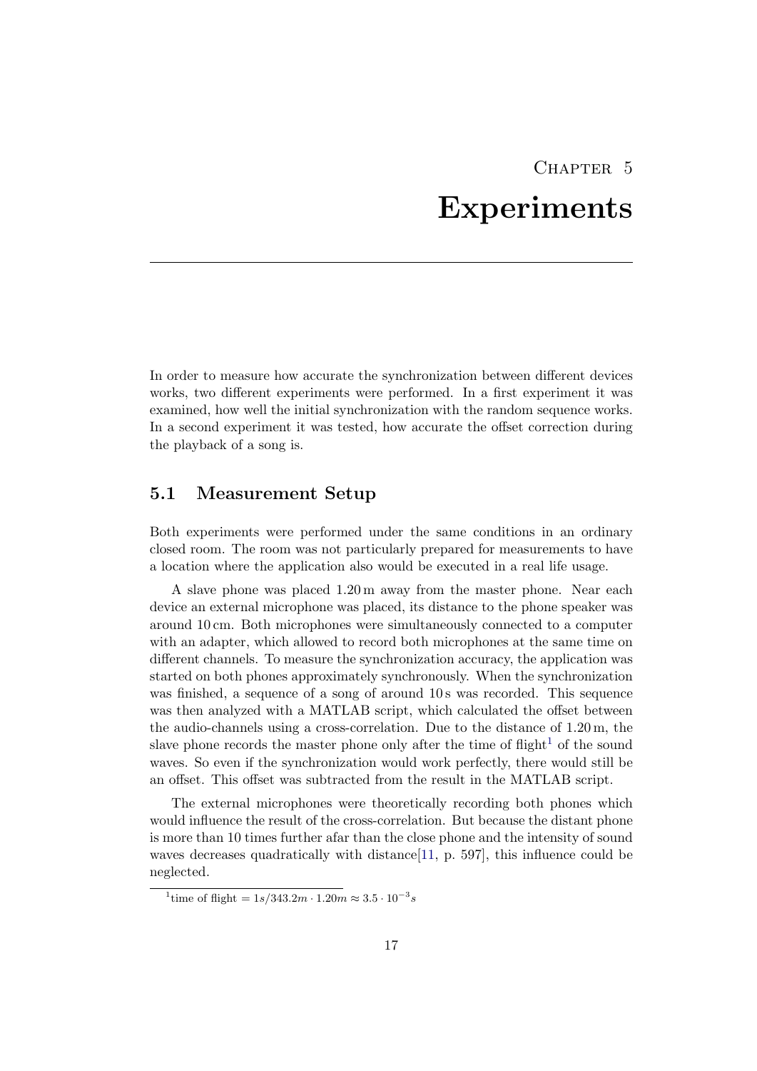# Chapter 5

# Experiments

In order to measure how accurate the synchronization between different devices works, two different experiments were performed. In a first experiment it was examined, how well the initial synchronization with the random sequence works. In a second experiment it was tested, how accurate the offset correction during the playback of a song is.

## 5.1 Measurement Setup

Both experiments were performed under the same conditions in an ordinary closed room. The room was not particularly prepared for measurements to have a location where the application also would be executed in a real life usage.

A slave phone was placed 1.20 m away from the master phone. Near each device an external microphone was placed, its distance to the phone speaker was around 10 cm. Both microphones were simultaneously connected to a computer with an adapter, which allowed to record both microphones at the same time on different channels. To measure the synchronization accuracy, the application was started on both phones approximately synchronously. When the synchronization was finished, a sequence of a song of around 10 s was recorded. This sequence was then analyzed with a MATLAB script, which calculated the offset between the audio-channels using a cross-correlation. Due to the distance of 1.20 m, the slave phone records the master phone only after the time of flight[1] of the sound waves. So even if the synchronization would work perfectly, there would still be an offset. This offset was subtracted from the result in the MATLAB script.

The external microphones were theoretically recording both phones which would influence the result of the cross-correlation. But because the distant phone is more than 10 times further afar than the close phone and the intensity of sound waves decreases quadratically with distance[11, p. 597], this influence could be neglected.

---

[1] time of flight $= 1s/343.2m \cdot 1.20m \approx 3.5 \cdot 10^{-3}s$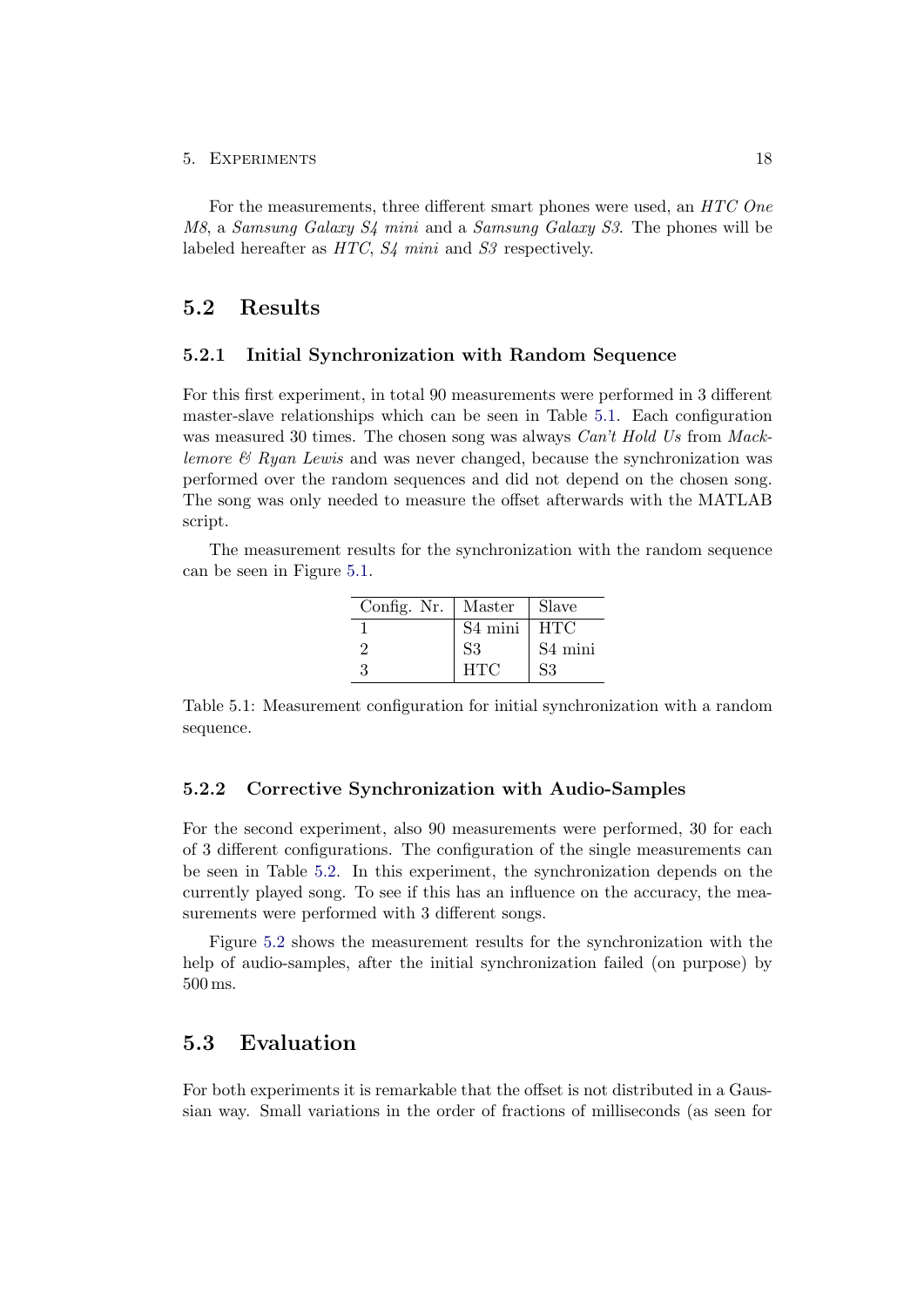For the measurements, three different smart phones were used, an *HTC One M8*, a *Samsung Galaxy S4 mini* and a *Samsung Galaxy S3*. The phones will be labeled hereafter as *HTC*, *S4 mini* and *S3* respectively.

## 5.2 Results

### 5.2.1 Initial Synchronization with Random Sequence

For this first experiment, in total 90 measurements were performed in 3 different master-slave relationships which can be seen in Table 5.1. Each configuration was measured 30 times. The chosen song was always *Can't Hold Us* from *Macklemore & Ryan Lewis* and was never changed, because the synchronization was performed over the random sequences and did not depend on the chosen song. The song was only needed to measure the offset afterwards with the MATLAB script.

The measurement results for the synchronization with the random sequence can be seen in Figure 5.1.

| Config. Nr. | Master | Slave |
|---|---|---|
| 1 | S4 mini | HTC |
| 2 | S3 | S4 mini |
| 3 | HTC | S3 |

Table 5.1: Measurement configuration for initial synchronization with a random sequence.

### 5.2.2 Corrective Synchronization with Audio-Samples

For the second experiment, also 90 measurements were performed, 30 for each of 3 different configurations. The configuration of the single measurements can be seen in Table 5.2. In this experiment, the synchronization depends on the currently played song. To see if this has an influence on the accuracy, the measurements were performed with 3 different songs.

Figure 5.2 shows the measurement results for the synchronization with the help of audio-samples, after the initial synchronization failed (on purpose) by 500 ms.

## 5.3 Evaluation

For both experiments it is remarkable that the offset is not distributed in a Gaussian way. Small variations in the order of fractions of milliseconds (as seen for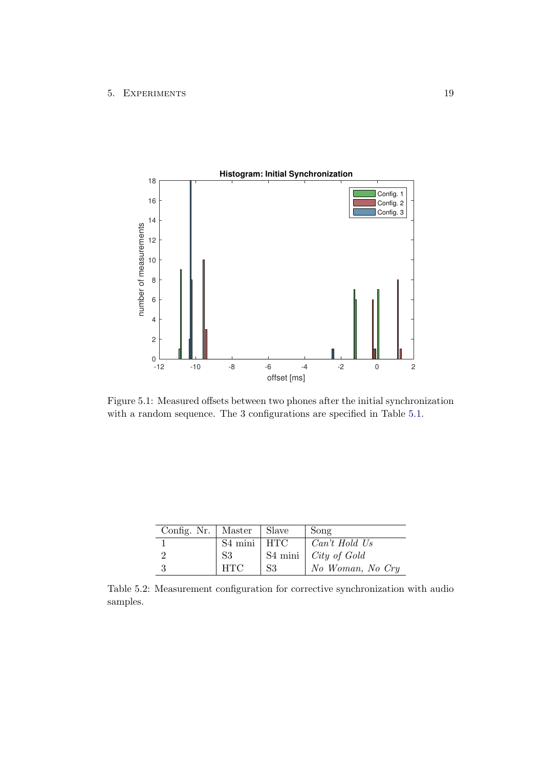Figure 5.1: Measured offsets between two phones after the initial synchronization with a random sequence. The 3 configurations are specified in Table 5.1.

| Config. Nr. | Master | Slave | Song |
| --- | --- | --- | --- |
| 1 | S4 mini | HTC | *Can't Hold Us* |
| 2 | S3 | S4 mini | *City of Gold* |
| 3 | HTC | S3 | *No Woman, No Cry* |

Table 5.2: Measurement configuration for corrective synchronization with audio samples.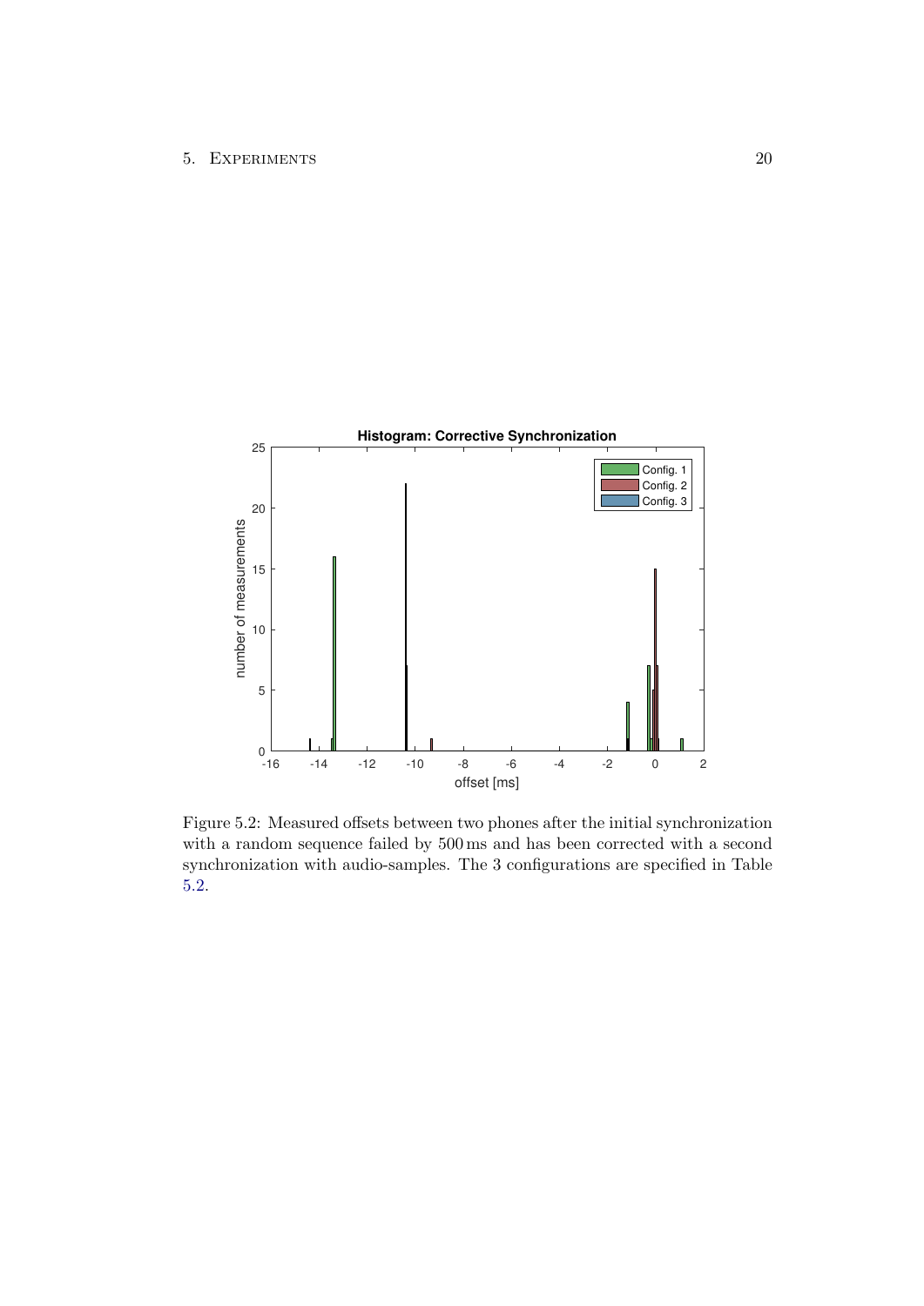Figure 5.2: Measured offsets between two phones after the initial synchronization with a random sequence failed by 500 ms and has been corrected with a second synchronization with audio-samples. The 3 configurations are specified in Table 5.2.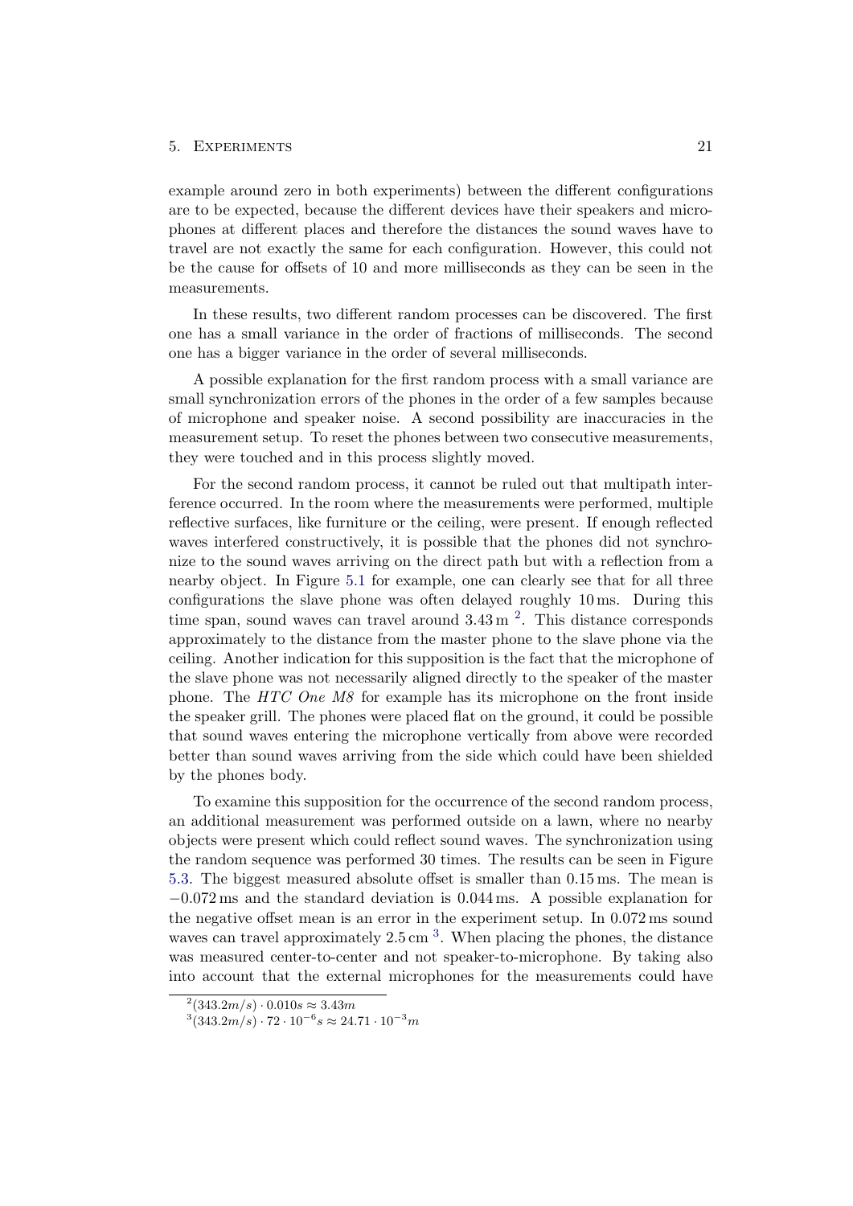example around zero in both experiments) between the different configurations are to be expected, because the different devices have their speakers and microphones at different places and therefore the distances the sound waves have to travel are not exactly the same for each configuration. However, this could not be the cause for offsets of 10 and more milliseconds as they can be seen in the measurements.

In these results, two different random processes can be discovered. The first one has a small variance in the order of fractions of milliseconds. The second one has a bigger variance in the order of several milliseconds.

A possible explanation for the first random process with a small variance are small synchronization errors of the phones in the order of a few samples because of microphone and speaker noise. A second possibility are inaccuracies in the measurement setup. To reset the phones between two consecutive measurements, they were touched and in this process slightly moved.

For the second random process, it cannot be ruled out that multipath interference occurred. In the room where the measurements were performed, multiple reflective surfaces, like furniture or the ceiling, were present. If enough reflected waves interfered constructively, it is possible that the phones did not synchronize to the sound waves arriving on the direct path but with a reflection from a nearby object. In Figure 5.1 for example, one can clearly see that for all three configurations the slave phone was often delayed roughly 10 ms. During this time span, sound waves can travel around 3.43 m [2]. This distance corresponds approximately to the distance from the master phone to the slave phone via the ceiling. Another indication for this supposition is the fact that the microphone of the slave phone was not necessarily aligned directly to the speaker of the master phone. The *HTC One M8* for example has its microphone on the front inside the speaker grill. The phones were placed flat on the ground, it could be possible that sound waves entering the microphone vertically from above were recorded better than sound waves arriving from the side which could have been shielded by the phones body.

To examine this supposition for the occurrence of the second random process, an additional measurement was performed outside on a lawn, where no nearby objects were present which could reflect sound waves. The synchronization using the random sequence was performed 30 times. The results can be seen in Figure 5.3. The biggest measured absolute offset is smaller than 0.15 ms. The mean is −0.072 ms and the standard deviation is 0.044 ms. A possible explanation for the negative offset mean is an error in the experiment setup. In 0.072 ms sound waves can travel approximately 2.5 cm [3]. When placing the phones, the distance was measured center-to-center and not speaker-to-microphone. By taking also into account that the external microphones for the measurements could have

---

[2] $(343.2m/s) \cdot 0.010s \approx 3.43m$

[3] $(343.2m/s) \cdot 72 \cdot 10^{-6}s \approx 24.71 \cdot 10^{-3}m$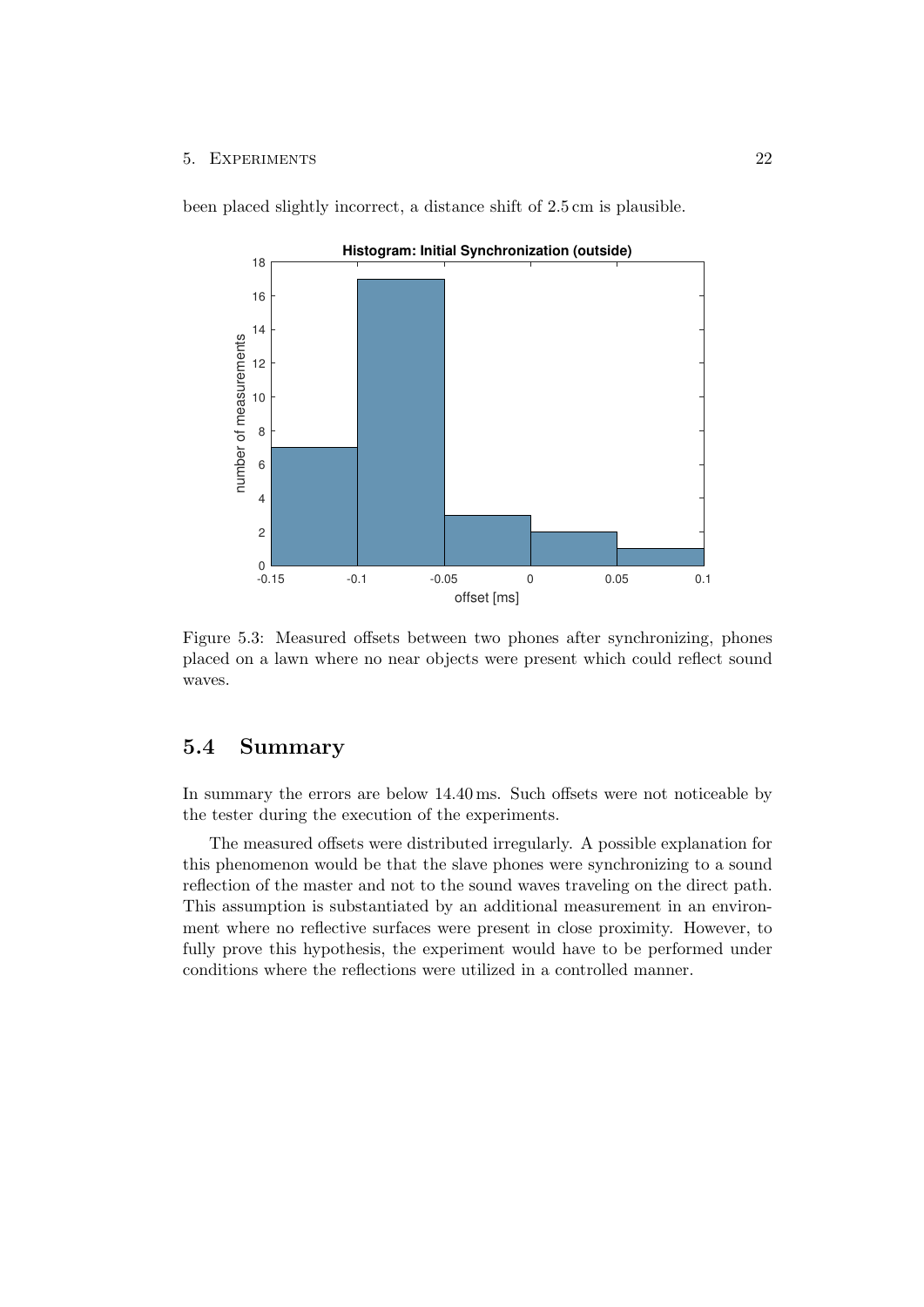been placed slightly incorrect, a distance shift of 2.5 cm is plausible.

Figure 5.3: Measured offsets between two phones after synchronizing, phones placed on a lawn where no near objects were present which could reflect sound waves.

## 5.4 Summary

In summary the errors are below 14.40 ms. Such offsets were not noticeable by the tester during the execution of the experiments.

The measured offsets were distributed irregularly. A possible explanation for this phenomenon would be that the slave phones were synchronizing to a sound reflection of the master and not to the sound waves traveling on the direct path. This assumption is substantiated by an additional measurement in an environment where no reflective surfaces were present in close proximity. However, to fully prove this hypothesis, the experiment would have to be performed under conditions where the reflections were utilized in a controlled manner.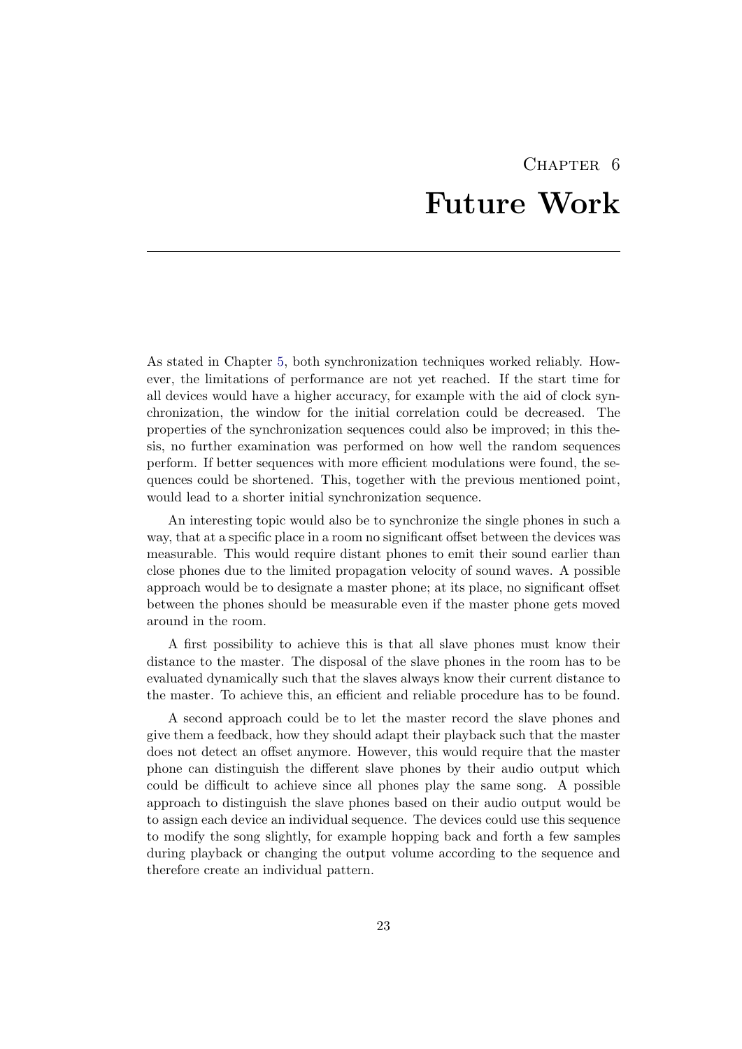# Chapter 6
# Future Work

As stated in Chapter 5, both synchronization techniques worked reliably. However, the limitations of performance are not yet reached. If the start time for all devices would have a higher accuracy, for example with the aid of clock synchronization, the window for the initial correlation could be decreased. The properties of the synchronization sequences could also be improved; in this thesis, no further examination was performed on how well the random sequences perform. If better sequences with more efficient modulations were found, the sequences could be shortened. This, together with the previous mentioned point, would lead to a shorter initial synchronization sequence.

An interesting topic would also be to synchronize the single phones in such a way, that at a specific place in a room no significant offset between the devices was measurable. This would require distant phones to emit their sound earlier than close phones due to the limited propagation velocity of sound waves. A possible approach would be to designate a master phone; at its place, no significant offset between the phones should be measurable even if the master phone gets moved around in the room.

A first possibility to achieve this is that all slave phones must know their distance to the master. The disposal of the slave phones in the room has to be evaluated dynamically such that the slaves always know their current distance to the master. To achieve this, an efficient and reliable procedure has to be found.

A second approach could be to let the master record the slave phones and give them a feedback, how they should adapt their playback such that the master does not detect an offset anymore. However, this would require that the master phone can distinguish the different slave phones by their audio output which could be difficult to achieve since all phones play the same song. A possible approach to distinguish the slave phones based on their audio output would be to assign each device an individual sequence. The devices could use this sequence to modify the song slightly, for example hopping back and forth a few samples during playback or changing the output volume according to the sequence and therefore create an individual pattern.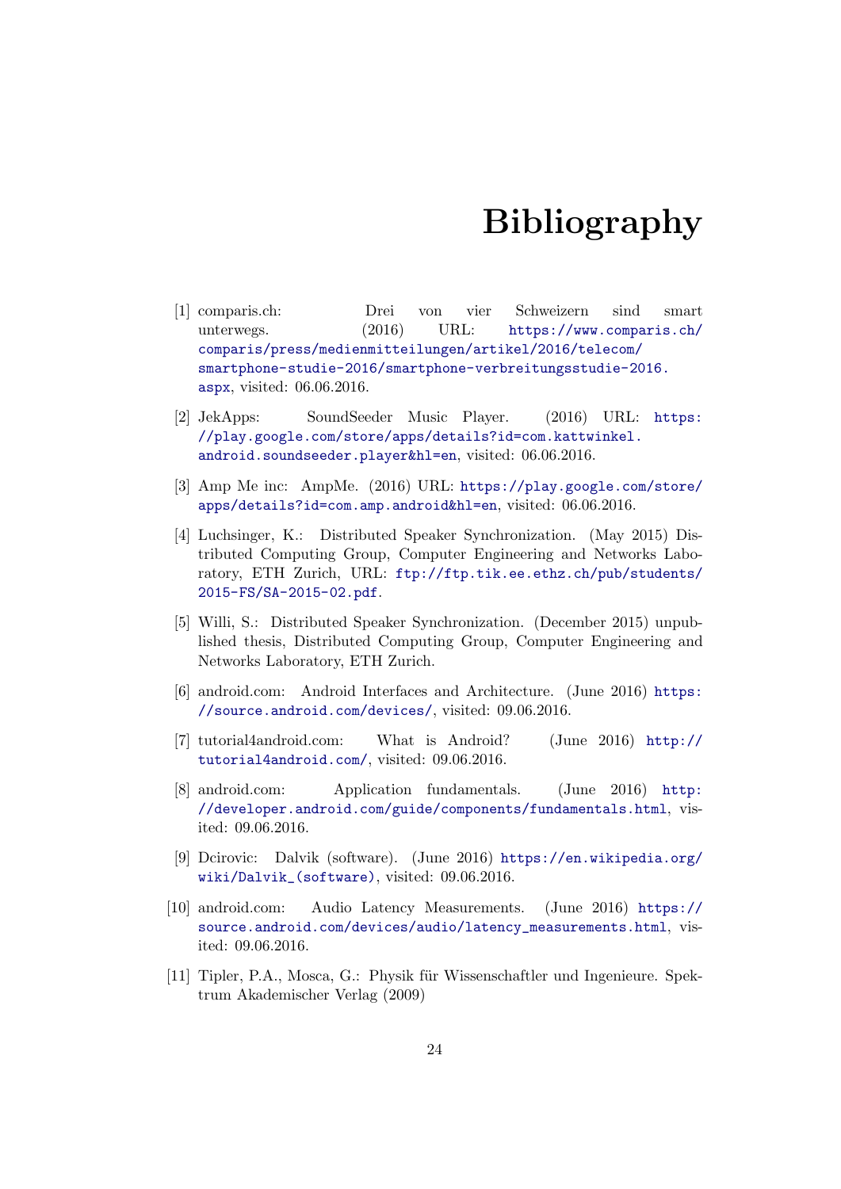# Bibliography

[1] comparis.ch: Drei von vier Schweizern sind smart unterwegs. (2016) URL: https://www.comparis.ch/comparis/press/medienmitteilungen/artikel/2016/telecom/smartphone-studie-2016/smartphone-verbreitungsstudie-2016.aspx, visited: 06.06.2016.

[2] JekApps: SoundSeeder Music Player. (2016) URL: https://play.google.com/store/apps/details?id=com.kattwinkel.android.soundseeder.player&hl=en, visited: 06.06.2016.

[3] Amp Me inc: AmpMe. (2016) URL: https://play.google.com/store/apps/details?id=com.amp.android&hl=en, visited: 06.06.2016.

[4] Luchsinger, K.: Distributed Speaker Synchronization. (May 2015) Distributed Computing Group, Computer Engineering and Networks Laboratory, ETH Zurich, URL: ftp://ftp.tik.ee.ethz.ch/pub/students/2015-FS/SA-2015-02.pdf.

[5] Willi, S.: Distributed Speaker Synchronization. (December 2015) unpublished thesis, Distributed Computing Group, Computer Engineering and Networks Laboratory, ETH Zurich.

[6] android.com: Android Interfaces and Architecture. (June 2016) https://source.android.com/devices/, visited: 09.06.2016.

[7] tutorial4android.com: What is Android? (June 2016) http://tutorial4android.com/, visited: 09.06.2016.

[8] android.com: Application fundamentals. (June 2016) http://developer.android.com/guide/components/fundamentals.html, visited: 09.06.2016.

[9] Dcirovic: Dalvik (software). (June 2016) https://en.wikipedia.org/wiki/Dalvik_(software), visited: 09.06.2016.

[10] android.com: Audio Latency Measurements. (June 2016) https://source.android.com/devices/audio/latency_measurements.html, visited: 09.06.2016.

[11] Tipler, P.A., Mosca, G.: Physik für Wissenschaftler und Ingenieure. Spektrum Akademischer Verlag (2009)